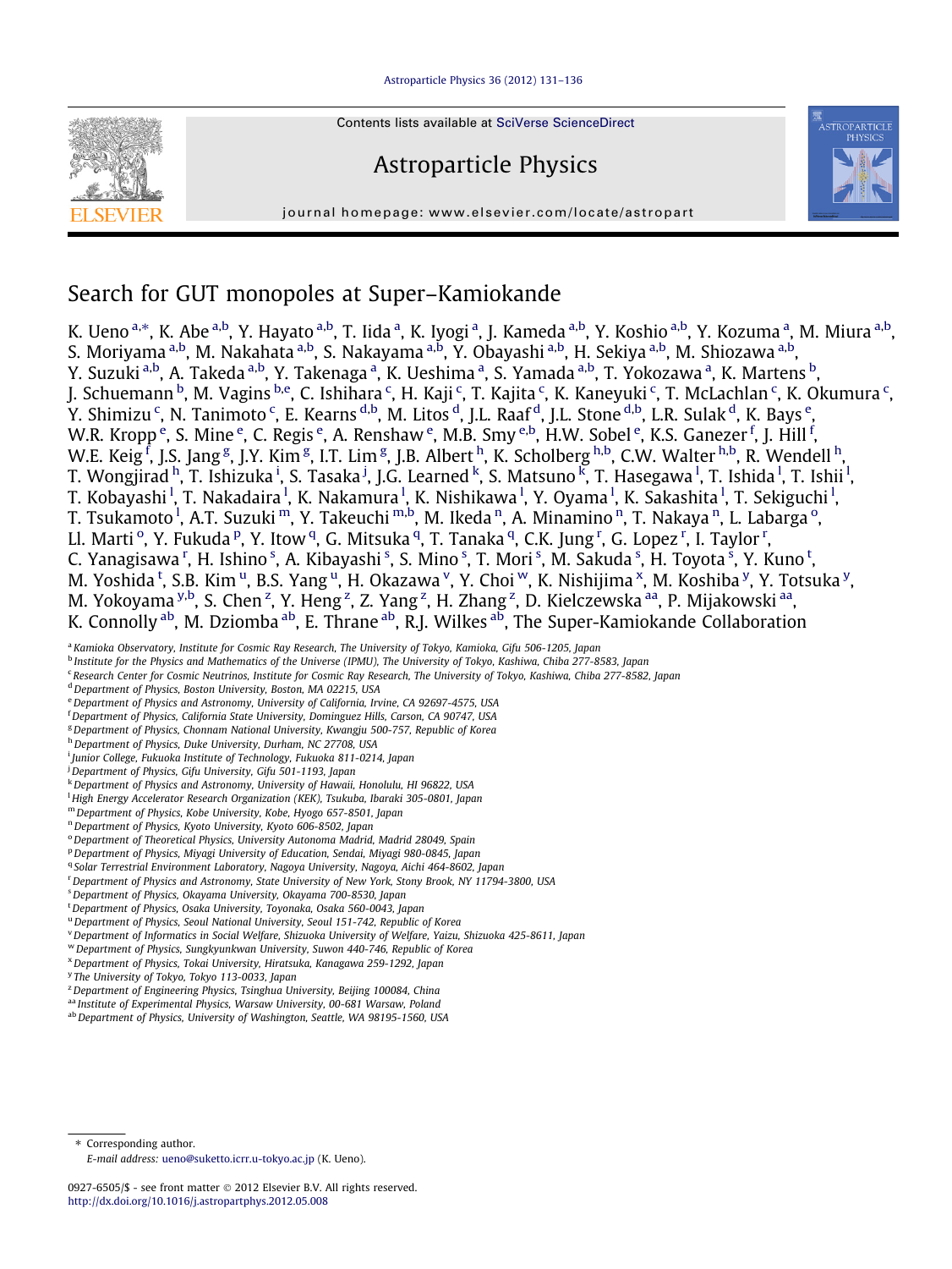# Search for GUT monopoles at Super–Kamiokande

K. Ueno [a,*], K. Abe [a,b], Y. Hayato [a,b], T. Iida [a], K. Iyogi [a], J. Kameda [a,b], Y. Koshio [a,b], Y. Kozuma [a], M. Miura [a,b], S. Moriyama [a,b], M. Nakahata [a,b], S. Nakayama [a,b], Y. Obayashi [a,b], H. Sekiya [a,b], M. Shiozawa [a,b], Y. Suzuki [a,b], A. Takeda [a,b], Y. Takenaga [a], K. Ueshima [a], S. Yamada [a,b], T. Yokozawa [a], K. Martens [b], J. Schuemann [b], M. Vagins [b,e], C. Ishihara [c], H. Kaji [c], T. Kajita [c], K. Kaneyuki [c], T. McLachlan [c], K. Okumura [c], Y. Shimizu [c], N. Tanimoto [c], E. Kearns [d,b], M. Litos [d], J.L. Raaf [d], J.L. Stone [d,b], L.R. Sulak [d], K. Bays [e], W.R. Kropp [e], S. Mine [e], C. Regis [e], A. Renshaw [e], M.B. Smy [e,b], H.W. Sobel [e], K.S. Ganezer [f], J. Hill [f], W.E. Keig [f], J.S. Jang [g], J.Y. Kim [g], I.T. Lim [g], J.B. Albert [h], K. Scholberg [h,b], C.W. Walter [h,b], R. Wendell [h], T. Wongjirad [h], T. Ishizuka [i], S. Tasaka [j], J.G. Learned [k], S. Matsuno [k], T. Hasegawa [l], T. Ishida [l], T. Ishii [l], T. Kobayashi [l], T. Nakadaira [l], K. Nakamura [l], K. Nishikawa [l], Y. Oyama [l], K. Sakashita [l], T. Sekiguchi [l], T. Tsukamoto [l], A.T. Suzuki [m], Y. Takeuchi [m,b], M. Ikeda [n], A. Minamino [n], T. Nakaya [n], L. Labarga [o], Ll. Marti [o], Y. Fukuda [p], Y. Itow [q], G. Mitsuka [q], T. Tanaka [q], C.K. Jung [r], G. Lopez [r], I. Taylor [r], C. Yanagisawa [r], H. Ishino [s], A. Kibayashi [s], S. Mino [s], T. Mori [s], M. Sakuda [s], H. Toyota [s], Y. Kuno [t], M. Yoshida [t], S.B. Kim [u], B.S. Yang [u], H. Okazawa [v], Y. Choi [w], K. Nishijima [x], M. Koshiba [y], Y. Totsuka [y], M. Yokoyama [y,b], S. Chen [z], Y. Heng [z], Z. Yang [z], H. Zhang [z], D. Kielczewska [aa], P. Mijakowski [aa], K. Connolly [ab], M. Dziomba [ab], E. Thrane [ab], R.J. Wilkes [ab], The Super-Kamiokande Collaboration

[a] Kamioka Observatory, Institute for Cosmic Ray Research, The University of Tokyo, Kamioka, Gifu 506-1205, Japan
[b] Institute for the Physics and Mathematics of the Universe (IPMU), The University of Tokyo, Kashiwa, Chiba 277-8583, Japan
[c] Research Center for Cosmic Neutrinos, Institute for Cosmic Ray Research, The University of Tokyo, Kashiwa, Chiba 277-8582, Japan
[d] Department of Physics, Boston University, Boston, MA 02215, USA
[e] Department of Physics and Astronomy, University of California, Irvine, CA 92697-4575, USA
[f] Department of Physics, California State University, Dominguez Hills, Carson, CA 90747, USA
[g] Department of Physics, Chonnam National University, Kwangju 500-757, Republic of Korea
[h] Department of Physics, Duke University, Durham, NC 27708, USA
[i] Junior College, Fukuoka Institute of Technology, Fukuoka 811-0214, Japan
[j] Department of Physics, Gifu University, Gifu 501-1193, Japan
[k] Department of Physics and Astronomy, University of Hawaii, Honolulu, HI 96822, USA
[l] High Energy Accelerator Research Organization (KEK), Tsukuba, Ibaraki 305-0801, Japan
[m] Department of Physics, Kobe University, Kobe, Hyogo 657-8501, Japan
[n] Department of Physics, Kyoto University, Kyoto 606-8502, Japan
[o] Department of Theoretical Physics, University Autonoma Madrid, Madrid 28049, Spain
[p] Department of Physics, Miyagi University of Education, Sendai, Miyagi 980-0845, Japan
[q] Solar Terrestrial Environment Laboratory, Nagoya University, Nagoya, Aichi 464-8602, Japan
[r] Department of Physics and Astronomy, State University of New York, Stony Brook, NY 11794-3800, USA
[s] Department of Physics, Okayama University, Okayama 700-8530, Japan
[t] Department of Physics, Osaka University, Toyonaka, Osaka 560-0043, Japan
[u] Department of Physics, Seoul National University, Seoul 151-742, Republic of Korea
[v] Department of Informatics in Social Welfare, Shizuoka University of Welfare, Yaizu, Shizuoka 425-8611, Japan
[w] Department of Physics, Sungkyunkwan University, Suwon 440-746, Republic of Korea
[x] Department of Physics, Tokai University, Hiratsuka, Kanagawa 259-1292, Japan
[y] The University of Tokyo, Tokyo 113-0033, Japan
[z] Department of Engineering Physics, Tsinghua University, Beijing 100084, China
[aa] Institute of Experimental Physics, Warsaw University, 00-681 Warsaw, Poland
[ab] Department of Physics, University of Washington, Seattle, WA 98195-1560, USA

* Corresponding author.
E-mail address: ueno@suketto.icrr.u-tokyo.ac.jp (K. Ueno).

0927-6505/$ - see front matter © 2012 Elsevier B.V. All rights reserved.
http://dx.doi.org/10.1016/j.astropartphys.2012.05.008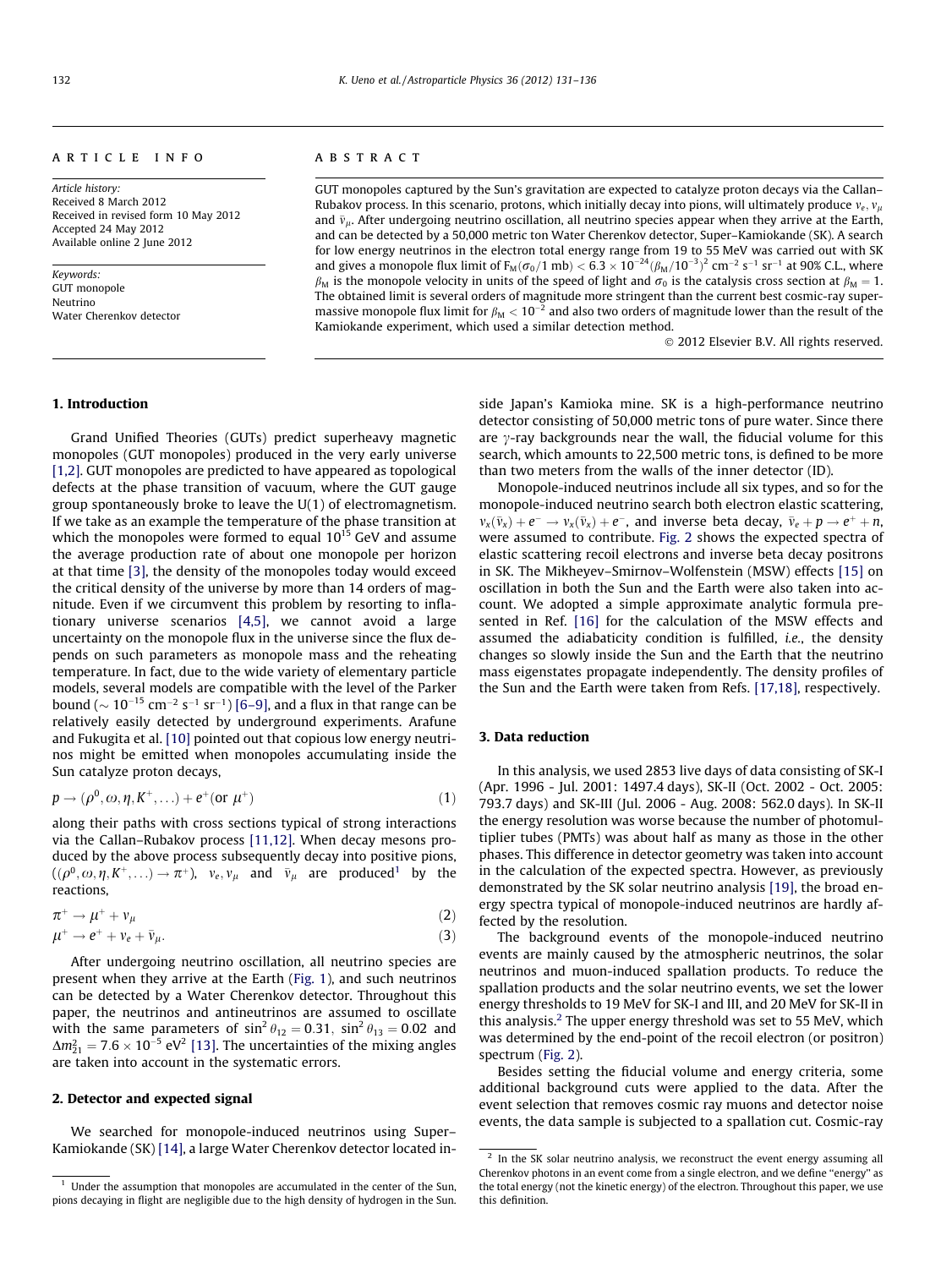ARTICLE INFO

*Article history:*
Received 8 March 2012
Received in revised form 10 May 2012
Accepted 24 May 2012
Available online 2 June 2012

*Keywords:*
GUT monopole
Neutrino
Water Cherenkov detector

ABSTRACT

GUT monopoles captured by the Sun's gravitation are expected to catalyze proton decays via the Callan–Rubakov process. In this scenario, protons, which initially decay into pions, will ultimately produce $\nu_e$, $\nu_\mu$ and $\bar{\nu}_\mu$. After undergoing neutrino oscillation, all neutrino species appear when they arrive at the Earth, and can be detected by a 50,000 metric ton Water Cherenkov detector, Super–Kamiokande (SK). A search for low energy neutrinos in the electron total energy range from 19 to 55 MeV was carried out with SK and gives a monopole flux limit of $F_M(\sigma_0/1\text{ mb}) < 6.3 \times 10^{-24}(\beta_M/10^{-3})^2$ cm$^{-2}$ s$^{-1}$ sr$^{-1}$ at 90% C.L., where $\beta_M$ is the monopole velocity in units of the speed of light and $\sigma_0$ is the catalysis cross section at $\beta_M = 1$. The obtained limit is several orders of magnitude more stringent than the current best cosmic-ray supermassive monopole flux limit for $\beta_M < 10^{-2}$ and also two orders of magnitude lower than the result of the Kamiokande experiment, which used a similar detection method.

© 2012 Elsevier B.V. All rights reserved.

## 1. Introduction

Grand Unified Theories (GUTs) predict superheavy magnetic monopoles (GUT monopoles) produced in the very early universe [1,2]. GUT monopoles are predicted to have appeared as topological defects at the phase transition of vacuum, where the GUT gauge group spontaneously broke to leave the U(1) of electromagnetism. If we take as an example the temperature of the phase transition at which the monopoles were formed to equal $10^{15}$ GeV and assume the average production rate of about one monopole per horizon at that time [3], the density of the monopoles today would exceed the critical density of the universe by more than 14 orders of magnitude. Even if we circumvent this problem by resorting to inflationary universe scenarios [4,5], we cannot avoid a large uncertainty on the monopole flux in the universe since the flux depends on such parameters as monopole mass and the reheating temperature. In fact, due to the wide variety of elementary particle models, several models are compatible with the level of the Parker bound ($\sim 10^{-15}$ cm$^{-2}$ s$^{-1}$ sr$^{-1}$) [6–9], and a flux in that range can be relatively easily detected by underground experiments. Arafune and Fukugita et al. [10] pointed out that copious low energy neutrinos might be emitted when monopoles accumulating inside the Sun catalyze proton decays,

$$p \to (\rho^0, \omega, \eta, K^+, \ldots) + e^+ (\text{or } \mu^+) \tag{1}$$

along their paths with cross sections typical of strong interactions via the Callan–Rubakov process [11,12]. When decay mesons produced by the above process subsequently decay into positive pions, $((\rho^0, \omega, \eta, K^+, \ldots) \to \pi^+)$, $\nu_e, \nu_\mu$ and $\bar{\nu}_\mu$ are produced[1] by the reactions,

$$\pi^+ \to \mu^+ + \nu_\mu \tag{2}$$

$$\mu^+ \to e^+ + \nu_e + \bar{\nu}_\mu. \tag{3}$$

After undergoing neutrino oscillation, all neutrino species are present when they arrive at the Earth (Fig. 1), and such neutrinos can be detected by a Water Cherenkov detector. Throughout this paper, the neutrinos and antineutrinos are assumed to oscillate with the same parameters of $\sin^2\theta_{12} = 0.31$, $\sin^2\theta_{13} = 0.02$ and $\Delta m^2_{21} = 7.6 \times 10^{-5}$ eV$^2$ [13]. The uncertainties of the mixing angles are taken into account in the systematic errors.

## 2. Detector and expected signal

We searched for monopole-induced neutrinos using Super–Kamiokande (SK) [14], a large Water Cherenkov detector located inside Japan's Kamioka mine. SK is a high-performance neutrino detector consisting of 50,000 metric tons of pure water. Since there are $\gamma$-ray backgrounds near the wall, the fiducial volume for this search, which amounts to 22,500 metric tons, is defined to be more than two meters from the walls of the inner detector (ID).

Monopole-induced neutrinos include all six types, and so for the monopole-induced neutrino search both electron elastic scattering, $\nu_x(\bar{\nu}_x) + e^- \to \nu_x(\bar{\nu}_x) + e^-$, and inverse beta decay, $\bar{\nu}_e + p \to e^+ + n$, were assumed to contribute. Fig. 2 shows the expected spectra of elastic scattering recoil electrons and inverse beta decay positrons in SK. The Mikheyev–Smirnov–Wolfenstein (MSW) effects [15] on oscillation in both the Sun and the Earth were also taken into account. We adopted a simple approximate analytic formula presented in Ref. [16] for the calculation of the MSW effects and assumed the adiabaticity condition is fulfilled, *i.e.*, the density changes so slowly inside the Sun and the Earth that the neutrino mass eigenstates propagate independently. The density profiles of the Sun and the Earth were taken from Refs. [17,18], respectively.

## 3. Data reduction

In this analysis, we used 2853 live days of data consisting of SK-I (Apr. 1996 - Jul. 2001: 1497.4 days), SK-II (Oct. 2002 - Oct. 2005: 793.7 days) and SK-III (Jul. 2006 - Aug. 2008: 562.0 days). In SK-II the energy resolution was worse because the number of photomultiplier tubes (PMTs) was about half as many as those in the other phases. This difference in detector geometry was taken into account in the calculation of the expected spectra. However, as previously demonstrated by the SK solar neutrino analysis [19], the broad energy spectra typical of monopole-induced neutrinos are hardly affected by the resolution.

The background events of the monopole-induced neutrino events are mainly caused by the atmospheric neutrinos, the solar neutrinos and muon-induced spallation products. To reduce the spallation products and the solar neutrino events, we set the lower energy thresholds to 19 MeV for SK-I and III, and 20 MeV for SK-II in this analysis.[2] The upper energy threshold was set to 55 MeV, which was determined by the end-point of the recoil electron (or positron) spectrum (Fig. 2).

Besides setting the fiducial volume and energy criteria, some additional background cuts were applied to the data. After the event selection that removes cosmic ray muons and detector noise events, the data sample is subjected to a spallation cut. Cosmic-ray

---

[1] Under the assumption that monopoles are accumulated in the center of the Sun, pions decaying in flight are negligible due to the high density of hydrogen in the Sun.

[2] In the SK solar neutrino analysis, we reconstruct the event energy assuming all Cherenkov photons in an event come from a single electron, and we define "energy" as the total energy (not the kinetic energy) of the electron. Throughout this paper, we use this definition.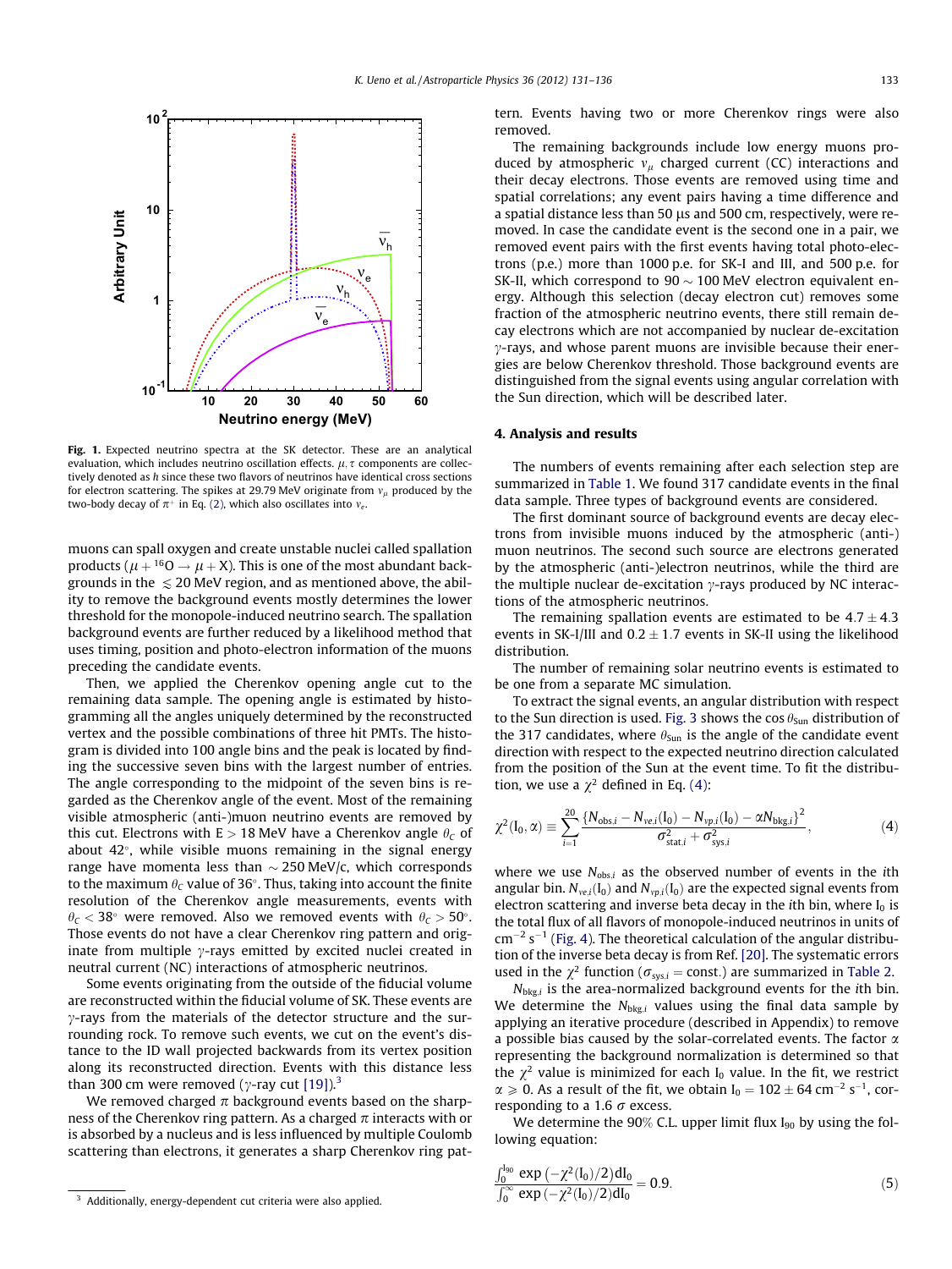Fig. 1. Expected neutrino spectra at the SK detector. These are an analytical evaluation, which includes neutrino oscillation effects. $\mu, \tau$ components are collectively denoted as $h$ since these two flavors of neutrinos have identical cross sections for electron scattering. The spikes at 29.79 MeV originate from $\nu_\mu$ produced by the two-body decay of $\pi^+$ in Eq. (2), which also oscillates into $\nu_e$.

muons can spall oxygen and create unstable nuclei called spallation products ($\mu + {}^{16}O \rightarrow \mu + X$). This is one of the most abundant backgrounds in the $\lesssim 20$ MeV region, and as mentioned above, the ability to remove the background events mostly determines the lower threshold for the monopole-induced neutrino search. The spallation background events are further reduced by a likelihood method that uses timing, position and photo-electron information of the muons preceding the candidate events.

Then, we applied the Cherenkov opening angle cut to the remaining data sample. The opening angle is estimated by histogramming all the angles uniquely determined by the reconstructed vertex and the possible combinations of three hit PMTs. The histogram is divided into 100 angle bins and the peak is located by finding the successive seven bins with the largest number of entries. The angle corresponding to the midpoint of the seven bins is regarded as the Cherenkov angle of the event. Most of the remaining visible atmospheric (anti-)muon neutrino events are removed by this cut. Electrons with E > 18 MeV have a Cherenkov angle $\theta_C$ of about 42°, while visible muons remaining in the signal energy range have momenta less than ~ 250 MeV/c, which corresponds to the maximum $\theta_C$ value of 36°. Thus, taking into account the finite resolution of the Cherenkov angle measurements, events with $\theta_C < 38°$ were removed. Also we removed events with $\theta_C > 50°$. Those events do not have a clear Cherenkov ring pattern and originate from multiple $\gamma$-rays emitted by excited nuclei created in neutral current (NC) interactions of atmospheric neutrinos.

Some events originating from the outside of the fiducial volume are reconstructed within the fiducial volume of SK. These events are $\gamma$-rays from the materials of the detector structure and the surrounding rock. To remove such events, we cut on the event's distance to the ID wall projected backwards from its vertex position along its reconstructed direction. Events with this distance less than 300 cm were removed ($\gamma$-ray cut [19]).[3]

We removed charged $\pi$ background events based on the sharpness of the Cherenkov ring pattern. As a charged $\pi$ interacts with or is absorbed by a nucleus and is less influenced by multiple Coulomb scattering than electrons, it generates a sharp Cherenkov ring pattern. Events having two or more Cherenkov rings were also removed.

The remaining backgrounds include low energy muons produced by atmospheric $\nu_\mu$ charged current (CC) interactions and their decay electrons. Those events are removed using time and spatial correlations; any event pairs having a time difference and a spatial distance less than 50 μs and 500 cm, respectively, were removed. In case the candidate event is the second one in a pair, we removed event pairs with the first events having total photo-electrons (p.e.) more than 1000 p.e. for SK-I and III, and 500 p.e. for SK-II, which correspond to 90 ~ 100 MeV electron equivalent energy. Although this selection (decay electron cut) removes some fraction of the atmospheric neutrino events, there still remain decay electrons which are not accompanied by nuclear de-excitation $\gamma$-rays, and whose parent muons are invisible because their energies are below Cherenkov threshold. Those background events are distinguished from the signal events using angular correlation with the Sun direction, which will be described later.

## 4. Analysis and results

The numbers of events remaining after each selection step are summarized in Table 1. We found 317 candidate events in the final data sample. Three types of background events are considered.

The first dominant source of background events are decay electrons from invisible muons induced by the atmospheric (anti-)muon neutrinos. The second such source are electrons generated by the atmospheric (anti-)electron neutrinos, while the third are the multiple nuclear de-excitation $\gamma$-rays produced by NC interactions of the atmospheric neutrinos.

The remaining spallation events are estimated to be $4.7 \pm 4.3$ events in SK-I/III and $0.2 \pm 1.7$ events in SK-II using the likelihood distribution.

The number of remaining solar neutrino events is estimated to be one from a separate MC simulation.

To extract the signal events, an angular distribution with respect to the Sun direction is used. Fig. 3 shows the $\cos\theta_{\text{Sun}}$ distribution of the 317 candidates, where $\theta_{\text{Sun}}$ is the angle of the candidate event direction with respect to the expected neutrino direction calculated from the position of the Sun at the event time. To fit the distribution, we use a $\chi^2$ defined in Eq. (4):

$$\chi^2(I_0, \alpha) \equiv \sum_{i=1}^{20} \frac{\{N_{\text{obs},i} - N_{\nu e,i}(I_0) - N_{\nu p,i}(I_0) - \alpha N_{\text{bkg},i}\}^2}{\sigma_{\text{stat},i}^2 + \sigma_{\text{sys},i}^2}, \tag{4}$$

where we use $N_{\text{obs},i}$ as the observed number of events in the $i$th angular bin. $N_{\nu e,i}(I_0)$ and $N_{\nu p,i}(I_0)$ are the expected signal events from electron scattering and inverse beta decay in the $i$th bin, where $I_0$ is the total flux of all flavors of monopole-induced neutrinos in units of $\text{cm}^{-2}\,\text{s}^{-1}$ (Fig. 4). The theoretical calculation of the angular distribution of the inverse beta decay is from Ref. [20]. The systematic errors used in the $\chi^2$ function ($\sigma_{\text{sys},i} = \text{const.}$) are summarized in Table 2.

$N_{\text{bkg},i}$ is the area-normalized background events for the $i$th bin. We determine the $N_{\text{bkg},i}$ values using the final data sample by applying an iterative procedure (described in Appendix) to remove a possible bias caused by the solar-correlated events. The factor $\alpha$ representing the background normalization is determined so that the $\chi^2$ value is minimized for each $I_0$ value. In the fit, we restrict $\alpha \geqslant 0$. As a result of the fit, we obtain $I_0 = 102 \pm 64\ \text{cm}^{-2}\,\text{s}^{-1}$, corresponding to a 1.6 $\sigma$ excess.

We determine the 90% C.L. upper limit flux $I_{90}$ by using the following equation:

$$\frac{\int_0^{I_{90}} \exp\left(-\chi^2(I_0)/2\right) dI_0}{\int_0^{\infty} \exp\left(-\chi^2(I_0)/2\right) dI_0} = 0.9. \tag{5}$$

[3] Additionally, energy-dependent cut criteria were also applied.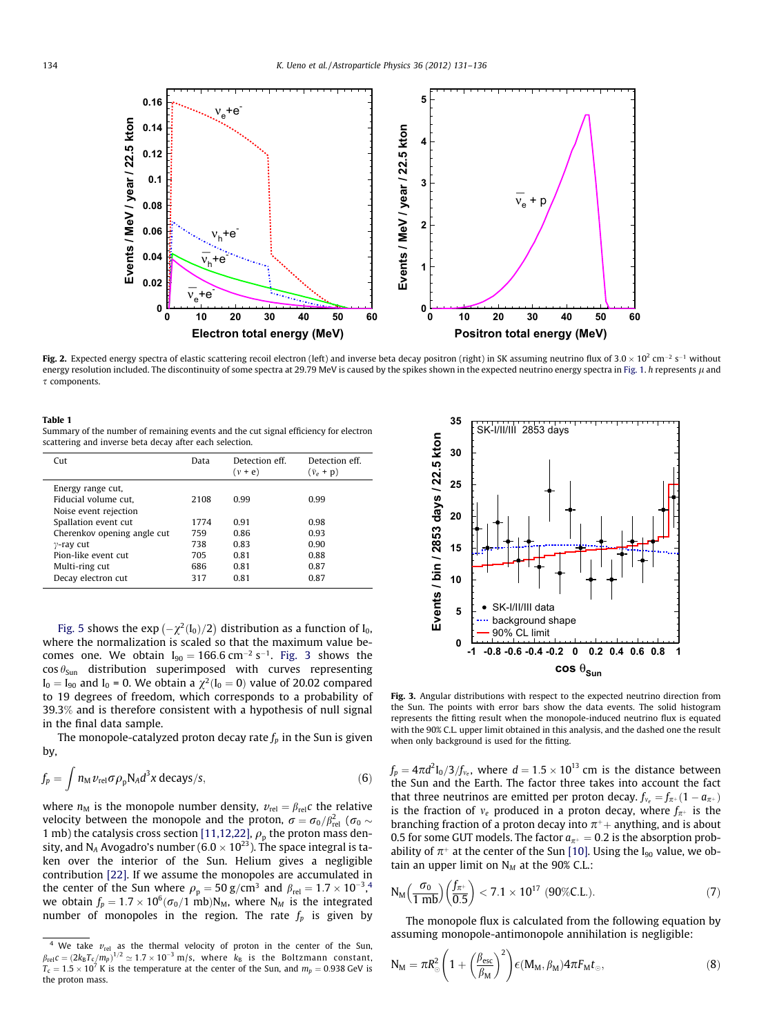**Fig. 2.** Expected energy spectra of elastic scattering recoil electron (left) and inverse beta decay positron (right) in SK assuming neutrino flux of $3.0 \times 10^2\ \mathrm{cm^{-2}\ s^{-1}}$ without energy resolution included. The discontinuity of some spectra at 29.79 MeV is caused by the spikes shown in the expected neutrino energy spectra in Fig. 1. $h$ represents $\mu$ and $\tau$ components.

**Table 1**
Summary of the number of remaining events and the cut signal efficiency for electron scattering and inverse beta decay after each selection.

| Cut | Data | Detection eff. ($\nu$ + e) | Detection eff. ($\bar{\nu}_e$ + p) |
|---|---|---|---|
| Energy range cut, Fiducial volume cut, Noise event rejection | 2108 | 0.99 | 0.99 |
| Spallation event cut | 1774 | 0.91 | 0.98 |
| Cherenkov opening angle cut | 759 | 0.86 | 0.93 |
| $\gamma$-ray cut | 738 | 0.83 | 0.90 |
| Pion-like event cut | 705 | 0.81 | 0.88 |
| Multi-ring cut | 686 | 0.81 | 0.87 |
| Decay electron cut | 317 | 0.81 | 0.87 |

Fig. 5 shows the $\exp(-\chi^2(\mathrm{I}_0)/2)$ distribution as a function of $\mathrm{I}_0$, where the normalization is scaled so that the maximum value becomes one. We obtain $\mathrm{I}_{90} = 166.6\ \mathrm{cm^{-2}\ s^{-1}}$. Fig. 3 shows the $\cos\theta_{\mathrm{Sun}}$ distribution superimposed with curves representing $\mathrm{I}_0 = \mathrm{I}_{90}$ and $\mathrm{I}_0 = 0$. We obtain a $\chi^2(\mathrm{I}_0 = 0)$ value of 20.02 compared to 19 degrees of freedom, which corresponds to a probability of 39.3% and is therefore consistent with a hypothesis of null signal in the final data sample.

The monopole-catalyzed proton decay rate $f_p$ in the Sun is given by,

$$f_p = \int n_{\mathrm{M}} v_{\mathrm{rel}} \sigma \rho_{\mathrm{p}} \mathrm{N}_A d^3x\ \mathrm{decays/s}, \tag{6}$$

where $n_{\mathrm{M}}$ is the monopole number density, $v_{\mathrm{rel}} = \beta_{\mathrm{rel}} c$ the relative velocity between the monopole and the proton, $\sigma = \sigma_0/\beta_{\mathrm{rel}}^2$ ($\sigma_0 \sim 1$ mb) the catalysis cross section [11,12,22], $\rho_{\mathrm{p}}$ the proton mass density, and $\mathrm{N}_A$ Avogadro's number ($6.0 \times 10^{23}$). The space integral is taken over the interior of the Sun. Helium gives a negligible contribution [22]. If we assume the monopoles are accumulated in the center of the Sun where $\rho_{\mathrm{p}} = 50\ \mathrm{g/cm^3}$ and $\beta_{\mathrm{rel}} = 1.7 \times 10^{-3}$,[4] we obtain $f_p = 1.7 \times 10^6 (\sigma_0/1\ \mathrm{mb}) \mathrm{N}_{\mathrm{M}}$, where $\mathrm{N}_{\mathrm{M}}$ is the integrated number of monopoles in the region. The rate $f_p$ is given by $f_p = 4\pi d^2 \mathrm{I}_0 / 3 / f_{\nu_e}$, where $d = 1.5 \times 10^{13}$ cm is the distance between the Sun and the Earth. The factor three takes into account the fact that three neutrinos are emitted per proton decay. $f_{\nu_e} = f_{\pi^+}(1 - a_{\pi^+})$ is the fraction of $\nu_e$ produced in a proton decay, $f_{\pi^+}$ is the branching fraction of a proton decay into $\pi^+$+ anything, and is about 0.5 for some GUT models. The factor $a_{\pi^+} = 0.2$ is the absorption probability of $\pi^+$ at the center of the Sun [10]. Using the $\mathrm{I}_{90}$ value, we obtain an upper limit on $\mathrm{N}_{\mathrm{M}}$ at the 90% C.L.:

$$\mathrm{N}_{\mathrm{M}} \left(\frac{\sigma_0}{1\ \mathrm{mb}}\right) \left(\frac{f_{\pi^+}}{0.5}\right) < 7.1 \times 10^{17}\ (90\%\mathrm{C.L.}). \tag{7}$$

The monopole flux is calculated from the following equation by assuming monopole-antimonopole annihilation is negligible:

$$\mathrm{N}_{\mathrm{M}} = \pi R_\odot^2 \left(1 + \left(\frac{\beta_{\mathrm{esc}}}{\beta_{\mathrm{M}}}\right)^2\right) \epsilon(\mathrm{M}_{\mathrm{M}}, \beta_{\mathrm{M}}) 4\pi F_{\mathrm{M}} t_\odot, \tag{8}$$

**Fig. 3.** Angular distributions with respect to the expected neutrino direction from the Sun. The points with error bars show the data events. The solid histogram represents the fitting result when the monopole-induced neutrino flux is equated with the 90% C.L. upper limit obtained in this analysis, and the dashed one the result when only background is used for the fitting.

[4] We take $v_{\mathrm{rel}}$ as the thermal velocity of proton in the center of the Sun, $\beta_{\mathrm{rel}} c = (2k_{\mathrm{B}} T_c / m_{\mathrm{p}})^{1/2} \simeq 1.7 \times 10^{-3}$ m/s, where $k_{\mathrm{B}}$ is the Boltzmann constant, $T_c = 1.5 \times 10^7$ K is the temperature at the center of the Sun, and $m_{\mathrm{p}} = 0.938$ GeV is the proton mass.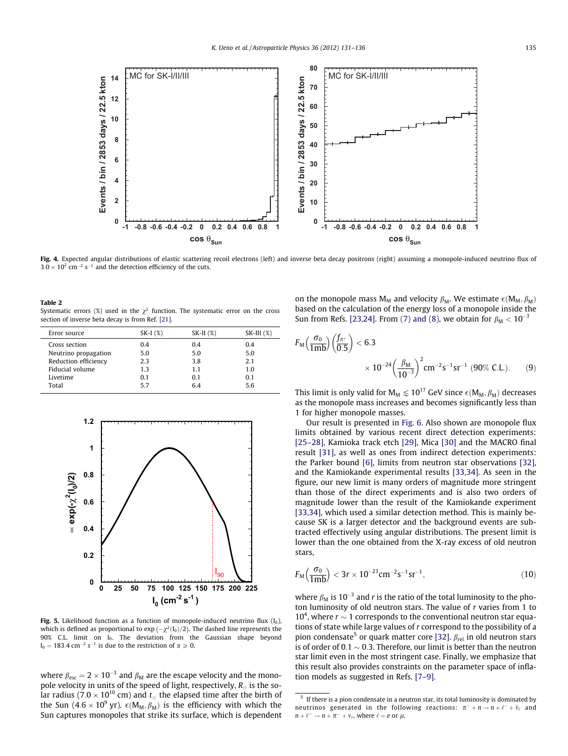Fig. 4. Expected angular distributions of elastic scattering recoil electrons (left) and inverse beta decay positrons (right) assuming a monopole-induced neutrino flux of $3.0 \times 10^2$ cm$^{-2}$ s$^{-1}$ and the detection efficiency of the cuts.

**Table 2**
Systematic errors (%) used in the $\chi^2$ function. The systematic error on the cross section of inverse beta decay is from Ref. [21].

| Error source | SK-I (%) | SK-II (%) | SK-III (%) |
|---|---|---|---|
| Cross section | 0.4 | 0.4 | 0.4 |
| Neutrino propagation | 5.0 | 5.0 | 5.0 |
| Reduction efficiency | 2.3 | 3.8 | 2.1 |
| Fiducial volume | 1.3 | 1.1 | 1.0 |
| Livetime | 0.1 | 0.1 | 0.1 |
| Total | 5.7 | 6.4 | 5.6 |

Fig. 5. Likelihood function as a function of monopole-induced neutrino flux ($I_0$), which is defined as proportional to $\exp(-\chi^2(I_0)/2)$. The dashed line represents the 90% C.L. limit on $I_0$. The deviation from the Gaussian shape beyond $I_0 = 183.4$ cm$^{-2}$ s$^{-1}$ is due to the restriction of $\alpha \geqslant 0$.

where $\beta_{esc} = 2 \times 10^{-3}$ and $\beta_M$ are the escape velocity and the monopole velocity in units of the speed of light, respectively, $R_\odot$ is the solar radius ($7.0 \times 10^{10}$ cm) and $t_\odot$ the elapsed time after the birth of the Sun ($4.6 \times 10^9$ yr). $\epsilon(M_M, \beta_M)$ is the efficiency with which the Sun captures monopoles that strike its surface, which is dependent on the monopole mass $M_M$ and velocity $\beta_M$. We estimate $\epsilon(M_M, \beta_M)$ based on the calculation of the energy loss of a monopole inside the Sun from Refs. [23,24]. From (7) and (8), we obtain for $\beta_M < 10^{-3}$

$$F_M\left(\frac{\sigma_0}{1\text{mb}}\right)\left(\frac{f_{\pi^+}}{0.5}\right) < 6.3 \times 10^{-24}\left(\frac{\beta_M}{10^{-3}}\right)^2 \text{cm}^{-2}\text{s}^{-1}\text{sr}^{-1}\ (90\%\ \text{C.L.}). \qquad (9)$$

This limit is only valid for $M_M \lesssim 10^{17}$ GeV since $\epsilon(M_M, \beta_M)$ decreases as the monopole mass increases and becomes significantly less than 1 for higher monopole masses.

Our result is presented in Fig. 6. Also shown are monopole flux limits obtained by various recent direct detection experiments: [25–28], Kamioka track etch [29], Mica [30] and the MACRO final result [31], as well as ones from indirect detection experiments: the Parker bound [6], limits from neutron star observations [32], and the Kamiokande experimental results [33,34]. As seen in the figure, our new limit is many orders of magnitude more stringent than those of the direct experiments and is also two orders of magnitude lower than the result of the Kamiokande experiment [33,34], which used a similar detection method. This is mainly because SK is a larger detector and the background events are subtracted effectively using angular distributions. The present limit is lower than the one obtained from the X-ray excess of old neutron stars,

$$F_M\left(\frac{\sigma_0}{1\text{mb}}\right) < 3r \times 10^{-23}\text{cm}^{-2}\text{s}^{-1}\text{sr}^{-1}, \qquad (10)$$

where $\beta_M$ is $10^{-3}$ and $r$ is the ratio of the total luminosity to the photon luminosity of old neutron stars. The value of $r$ varies from 1 to $10^4$, where $r \sim 1$ corresponds to the conventional neutron star equations of state while large values of $r$ correspond to the possibility of a pion condensate[5] or quark matter core [32]. $\beta_{rel}$ in old neutron stars is of order of $0.1 \sim 0.3$. Therefore, our limit is better than the neutron star limit even in the most stringent case. Finally, we emphasize that this result also provides constraints on the parameter space of inflation models as suggested in Refs. [7–9].

[5] If there is a pion condensate in a neutron star, its total luminosity is dominated by neutrinos generated in the following reactions: $\pi^- + n \rightarrow n + \ell^- + \bar{\nu}_\ell$ and $n + \ell^- \rightarrow n + \pi^- + \nu_\ell$, where $\ell = e$ or $\mu$.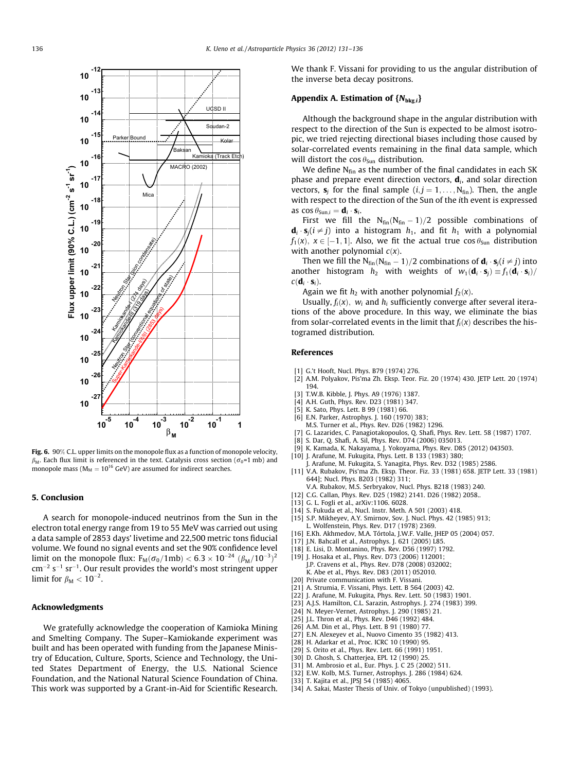10^-12
10^-13
10^-14
10^-15
10^-16
10^-17
10^-18
10^-19
10^-20
10^-21
10^-22
10^-23
10^-24
10^-25
10^-26
10^-27
Flux upper limit (90% C.L.) (cm^-2 s^-1 sr^-1)
10^-5 10^-4 10^-3 10^-2 10^-1 1
β_M
UCSD II
Soudan-2
Parker Bound
Kolar
Baksan
Kamioka (Track Etch)
MACRO (2002)
Mica
Neutron Star (pion condensate)
Kamiokande (274 days)
KamiokandeII (319 days)
Neutron Star (conventional equation of state)
Super-Kamiokande-I/II/III (2853 days)

**Fig. 6.** 90% C.L. upper limits on the monopole flux as a function of monopole velocity, $\beta_M$. Each flux limit is referenced in the text. Catalysis cross section ($\sigma_0$=1 mb) and monopole mass ($M_M = 10^{16}$ GeV) are assumed for indirect searches.

## 5. Conclusion

A search for monopole-induced neutrinos from the Sun in the electron total energy range from 19 to 55 MeV was carried out using a data sample of 2853 days' livetime and 22,500 metric tons fiducial volume. We found no signal events and set the 90% confidence level limit on the monopole flux: $F_M(\sigma_0/1\text{mb}) < 6.3 \times 10^{-24}$ $(\beta_M/10^{-3})^2$ $\text{cm}^{-2}\ \text{s}^{-1}\ \text{sr}^{-1}$. Our result provides the world's most stringent upper limit for $\beta_M < 10^{-2}$.

## Acknowledgments

We gratefully acknowledge the cooperation of Kamioka Mining and Smelting Company. The Super–Kamiokande experiment was built and has been operated with funding from the Japanese Ministry of Education, Culture, Sports, Science and Technology, the United States Department of Energy, the U.S. National Science Foundation, and the National Natural Science Foundation of China. This work was supported by a Grant-in-Aid for Scientific Research. We thank F. Vissani for providing to us the angular distribution of the inverse beta decay positrons.

## Appendix A. Estimation of $\{N_{\text{bkg},i}\}$

Although the background shape in the angular distribution with respect to the direction of the Sun is expected to be almost isotropic, we tried rejecting directional biases including those caused by solar-correlated events remaining in the final data sample, which will distort the $\cos\theta_{\text{Sun}}$ distribution.

We define $N_{\text{fin}}$ as the number of the final candidates in each SK phase and prepare event direction vectors, $\mathbf{d}_i$, and solar direction vectors, $\mathbf{s}_j$ for the final sample $(i, j = 1, \ldots, N_{\text{fin}})$. Then, the angle with respect to the direction of the Sun of the $i$th event is expressed as $\cos\theta_{\text{Sun},i} = \mathbf{d}_i \cdot \mathbf{s}_i$.

First we fill the $N_{\text{fin}}(N_{\text{fin}} - 1)/2$ possible combinations of $\mathbf{d}_i \cdot \mathbf{s}_j (i \neq j)$ into a histogram $h_1$, and fit $h_1$ with a polynomial $f_1(x),\ x \in [-1, 1]$. Also, we fit the actual true $\cos\theta_{\text{Sun}}$ distribution with another polynomial $c(x)$.

Then we fill the $N_{\text{fin}}(N_{\text{fin}} - 1)/2$ combinations of $\mathbf{d}_i \cdot \mathbf{s}_j (i \neq j)$ into another histogram $h_2$ with weights of $w_1(\mathbf{d}_i \cdot \mathbf{s}_j) \equiv f_1(\mathbf{d}_i \cdot \mathbf{s}_i)/c(\mathbf{d}_i \cdot \mathbf{s}_i)$.

Again we fit $h_2$ with another polynomial $f_2(x)$.

Usually, $f_i(x)$, $w_i$ and $h_i$ sufficiently converge after several iterations of the above procedure. In this way, we eliminate the bias from solar-correlated events in the limit that $f_i(x)$ describes the histogramed distribution.

## References

[1] G.'t Hooft, Nucl. Phys. B79 (1974) 276.
[2] A.M. Polyakov, Pis'ma Zh. Eksp. Teor. Fiz. 20 (1974) 430. JETP Lett. 20 (1974) 194.
[3] T.W.B. Kibble, J. Phys. A9 (1976) 1387.
[4] A.H. Guth, Phys. Rev. D23 (1981) 347.
[5] K. Sato, Phys. Lett. B 99 (1981) 66.
[6] E.N. Parker, Astrophys. J. 160 (1970) 383; M.S. Turner et al., Phys. Rev. D26 (1982) 1296.
[7] G. Lazarides, C. Panagiotakopoulos, Q. Shafi, Phys. Rev. Lett. 58 (1987) 1707.
[8] S. Dar, Q. Shafi, A. Sil, Phys. Rev. D74 (2006) 035013.
[9] K. Kamada, K. Nakayama, J. Yokoyama, Phys. Rev. D85 (2012) 043503.
[10] J. Arafune, M. Fukugita, Phys. Lett. B 133 (1983) 380; J. Arafune, M. Fukugita, S. Yanagita, Phys. Rev. D32 (1985) 2586.
[11] V.A. Rubakov, Pis'ma Zh. Eksp. Theor. Fiz. 33 (1981) 658. JETP Lett. 33 (1981) 644]; Nucl. Phys. B203 (1982) 311; V.A. Rubakov, M.S. Serbryakov, Nucl. Phys. B218 (1983) 240.
[12] C.G. Callan, Phys. Rev. D25 (1982) 2141. D26 (1982) 2058..
[13] G. L. Fogli et al., arXiv:1106. 6028.
[14] S. Fukuda et al., Nucl. Instr. Meth. A 501 (2003) 418.
[15] S.P. Mikheyev, A.Y. Smirnov, Sov. J. Nucl. Phys. 42 (1985) 913; L. Wolfenstein, Phys. Rev. D17 (1978) 2369.
[16] E.Kh. Akhmedov, M.A. Tórtola, J.W.F. Valle, JHEP 05 (2004) 057.
[17] J.N. Bahcall et al., Astrophys. J. 621 (2005) L85.
[18] E. Lisi, D. Montanino, Phys. Rev. D56 (1997) 1792.
[19] J. Hosaka et al., Phys. Rev. D73 (2006) 112001; J.P. Cravens et al., Phys. Rev. D78 (2008) 032002; K. Abe et al., Phys. Rev. D83 (2011) 052010.
[20] Private communication with F. Vissani.
[21] A. Strumia, F. Vissani, Phys. Lett. B 564 (2003) 42.
[22] J. Arafune, M. Fukugita, Phys. Rev. Lett. 50 (1982) 1901.
[23] A.J.S. Hamilton, C.L. Sarazin, Astrophys. J. 274 (1983) 399.
[24] N. Meyer-Vernet, Astrophys. J. 290 (1985) 21.
[25] J.L. Thron et al., Phys. Rev. D46 (1992) 484.
[26] A.M. Din et al., Phys. Lett. B 91 (1980) 77.
[27] E.N. Alexeyev et al., Nuovo Cimento 35 (1982) 413.
[28] H. Adarkar et al., Proc. ICRC 10 (1990) 95.
[29] S. Orito et al., Phys. Rev. Lett. 66 (1991) 1951.
[30] D. Ghosh, S. Chatterjea, EPL 12 (1990) 25.
[31] M. Ambrosio et al., Eur. Phys. J. C 25 (2002) 511.
[32] E.W. Kolb, M.S. Turner, Astrophys. J. 286 (1984) 624.
[33] T. Kajita et al., JPSJ 54 (1985) 4065.
[34] A. Sakai, Master Thesis of Univ. of Tokyo (unpublished) (1993).